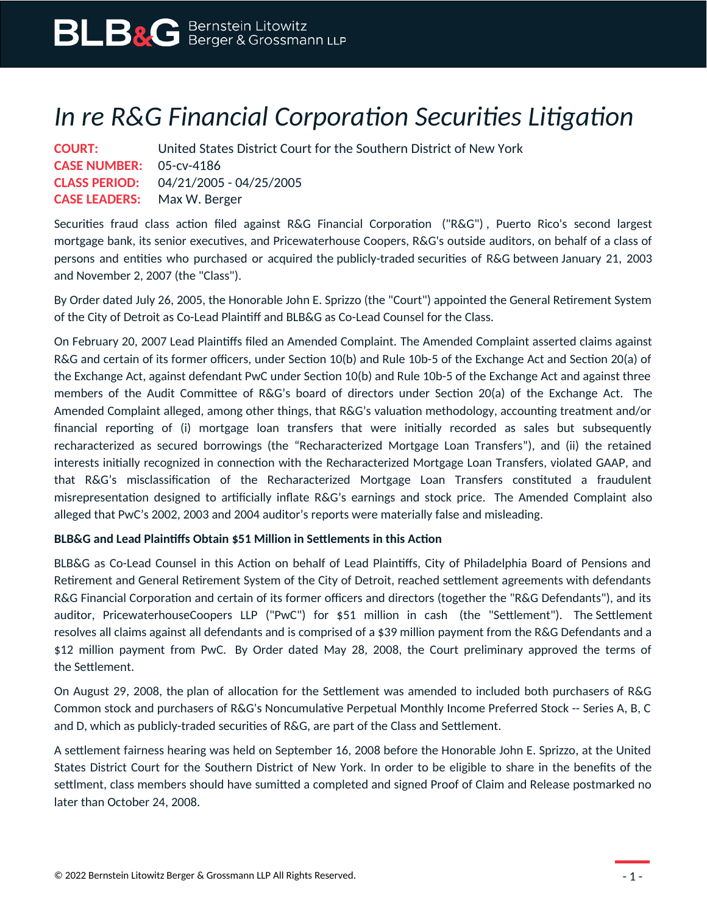# *In re R&G Financial Corporation Securities Litigation*

**COURT:** United States District Court for the Southern District of New York
**CASE NUMBER:** 05-cv-4186
**CLASS PERIOD:** 04/21/2005 - 04/25/2005
**CASE LEADERS:** Max W. Berger

Securities fraud class action filed against R&G Financial Corporation ("R&G"), Puerto Rico's second largest mortgage bank, its senior executives, and Pricewaterhouse Coopers, R&G's outside auditors, on behalf of a class of persons and entities who purchased or acquired the publicly-traded securities of R&G between January 21, 2003 and November 2, 2007 (the "Class").

By Order dated July 26, 2005, the Honorable John E. Sprizzo (the "Court") appointed the General Retirement System of the City of Detroit as Co-Lead Plaintiff and BLB&G as Co-Lead Counsel for the Class.

On February 20, 2007 Lead Plaintiffs filed an Amended Complaint. The Amended Complaint asserted claims against R&G and certain of its former officers, under Section 10(b) and Rule 10b-5 of the Exchange Act and Section 20(a) of the Exchange Act, against defendant PwC under Section 10(b) and Rule 10b-5 of the Exchange Act and against three members of the Audit Committee of R&G's board of directors under Section 20(a) of the Exchange Act. The Amended Complaint alleged, among other things, that R&G's valuation methodology, accounting treatment and/or financial reporting of (i) mortgage loan transfers that were initially recorded as sales but subsequently recharacterized as secured borrowings (the "Recharacterized Mortgage Loan Transfers"), and (ii) the retained interests initially recognized in connection with the Recharacterized Mortgage Loan Transfers, violated GAAP, and that R&G's misclassification of the Recharacterized Mortgage Loan Transfers constituted a fraudulent misrepresentation designed to artificially inflate R&G's earnings and stock price. The Amended Complaint also alleged that PwC's 2002, 2003 and 2004 auditor's reports were materially false and misleading.

**BLB&G and Lead Plaintiffs Obtain $51 Million in Settlements in this Action**

BLB&G as Co-Lead Counsel in this Action on behalf of Lead Plaintiffs, City of Philadelphia Board of Pensions and Retirement and General Retirement System of the City of Detroit, reached settlement agreements with defendants R&G Financial Corporation and certain of its former officers and directors (together the "R&G Defendants"), and its auditor, PricewaterhouseCoopers LLP ("PwC") for $51 million in cash (the "Settlement"). The Settlement resolves all claims against all defendants and is comprised of a $39 million payment from the R&G Defendants and a $12 million payment from PwC. By Order dated May 28, 2008, the Court preliminary approved the terms of the Settlement.

On August 29, 2008, the plan of allocation for the Settlement was amended to included both purchasers of R&G Common stock and purchasers of R&G's Noncumulative Perpetual Monthly Income Preferred Stock -- Series A, B, C and D, which as publicly-traded securities of R&G, are part of the Class and Settlement.

A settlement fairness hearing was held on September 16, 2008 before the Honorable John E. Sprizzo, at the United States District Court for the Southern District of New York. In order to be eligible to share in the benefits of the settlment, class members should have sumitted a completed and signed Proof of Claim and Release postmarked no later than October 24, 2008.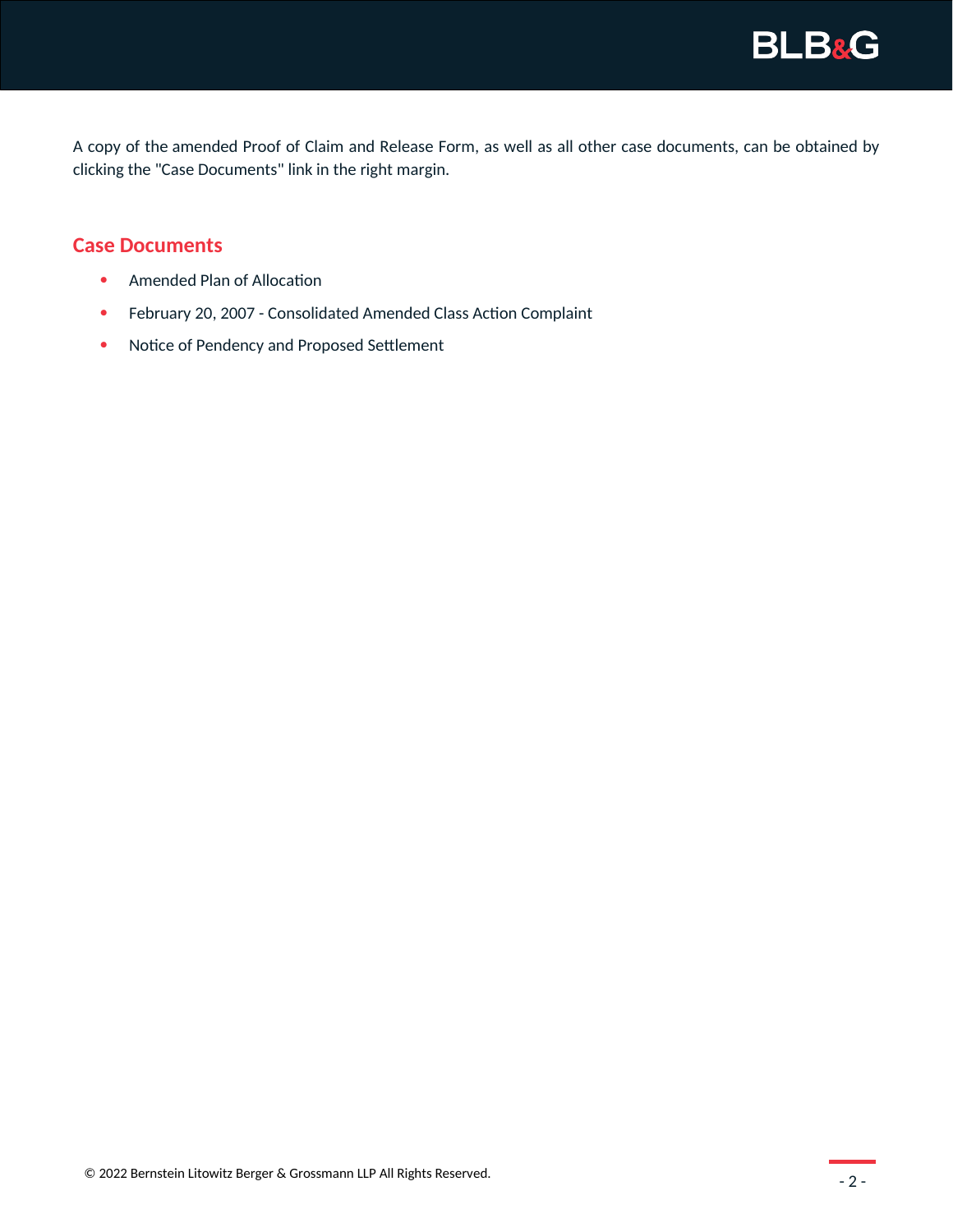A copy of the amended Proof of Claim and Release Form, as well as all other case documents, can be obtained by clicking the "Case Documents" link in the right margin.

## Case Documents

- Amended Plan of Allocation
- February 20, 2007 - Consolidated Amended Class Action Complaint
- Notice of Pendency and Proposed Settlement